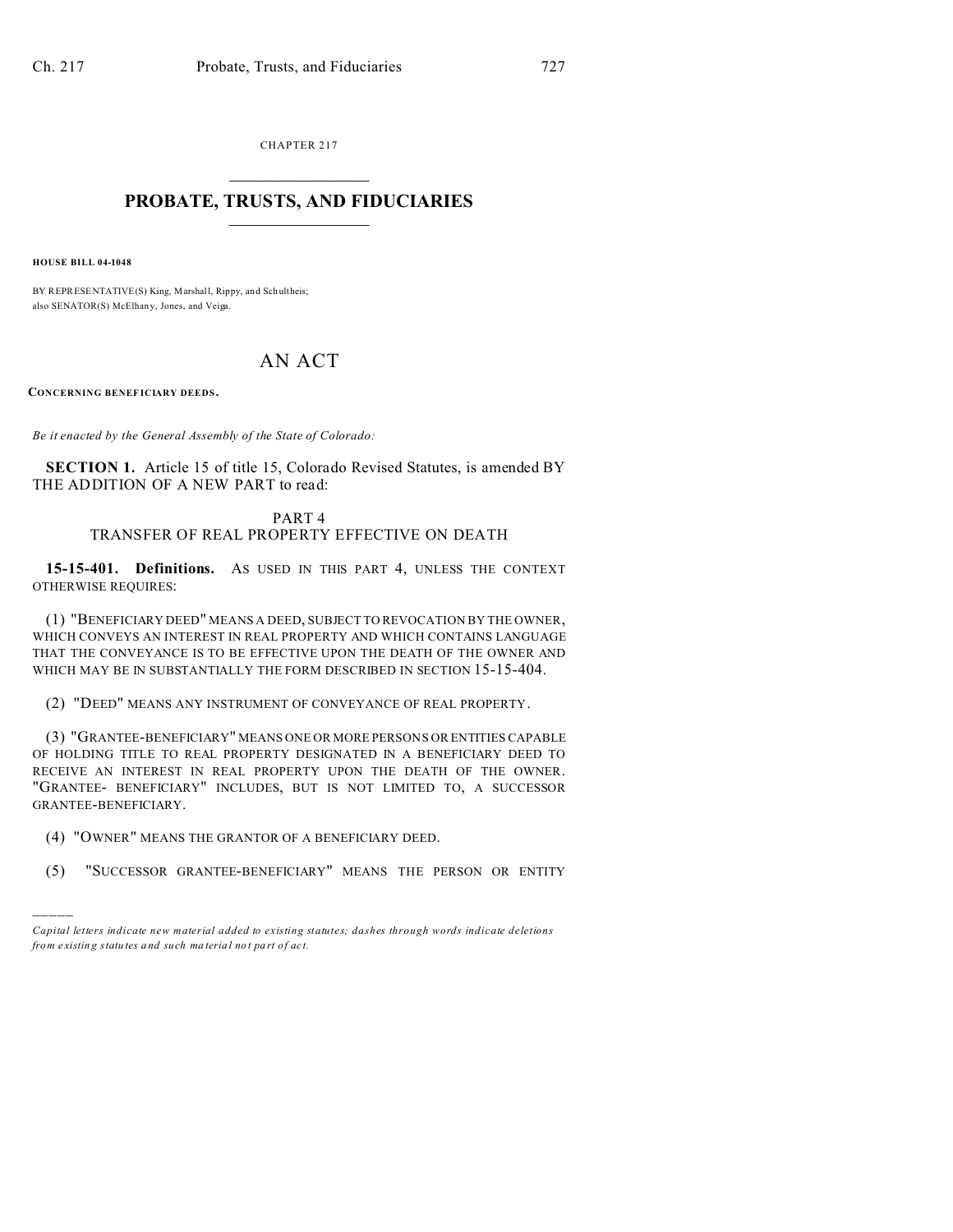CHAPTER 217

# PROBATE, TRUSTS, AND FIDUCIARIES

**HOUSE BILL 04-1048**

BY REPRESENTATIVE(S) King, Marshall, Rippy, and Schultheis;
also SENATOR(S) McElhany, Jones, and Veiga.

# AN ACT

**CONCERNING BENEFICIARY DEEDS.**

*Be it enacted by the General Assembly of the State of Colorado:*

**SECTION 1.** Article 15 of title 15, Colorado Revised Statutes, is amended BY THE ADDITION OF A NEW PART to read:

PART 4
TRANSFER OF REAL PROPERTY EFFECTIVE ON DEATH

**15-15-401. Definitions.** AS USED IN THIS PART 4, UNLESS THE CONTEXT OTHERWISE REQUIRES:

(1) "BENEFICIARY DEED" MEANS A DEED, SUBJECT TO REVOCATION BY THE OWNER, WHICH CONVEYS AN INTEREST IN REAL PROPERTY AND WHICH CONTAINS LANGUAGE THAT THE CONVEYANCE IS TO BE EFFECTIVE UPON THE DEATH OF THE OWNER AND WHICH MAY BE IN SUBSTANTIALLY THE FORM DESCRIBED IN SECTION 15-15-404.

(2) "DEED" MEANS ANY INSTRUMENT OF CONVEYANCE OF REAL PROPERTY.

(3) "GRANTEE-BENEFICIARY" MEANS ONE OR MORE PERSONS OR ENTITIES CAPABLE OF HOLDING TITLE TO REAL PROPERTY DESIGNATED IN A BENEFICIARY DEED TO RECEIVE AN INTEREST IN REAL PROPERTY UPON THE DEATH OF THE OWNER. "GRANTEE- BENEFICIARY" INCLUDES, BUT IS NOT LIMITED TO, A SUCCESSOR GRANTEE-BENEFICIARY.

(4) "OWNER" MEANS THE GRANTOR OF A BENEFICIARY DEED.

(5) "SUCCESSOR GRANTEE-BENEFICIARY" MEANS THE PERSON OR ENTITY

*Capital letters indicate new material added to existing statutes; dashes through words indicate deletions from existing statutes and such material not part of act.*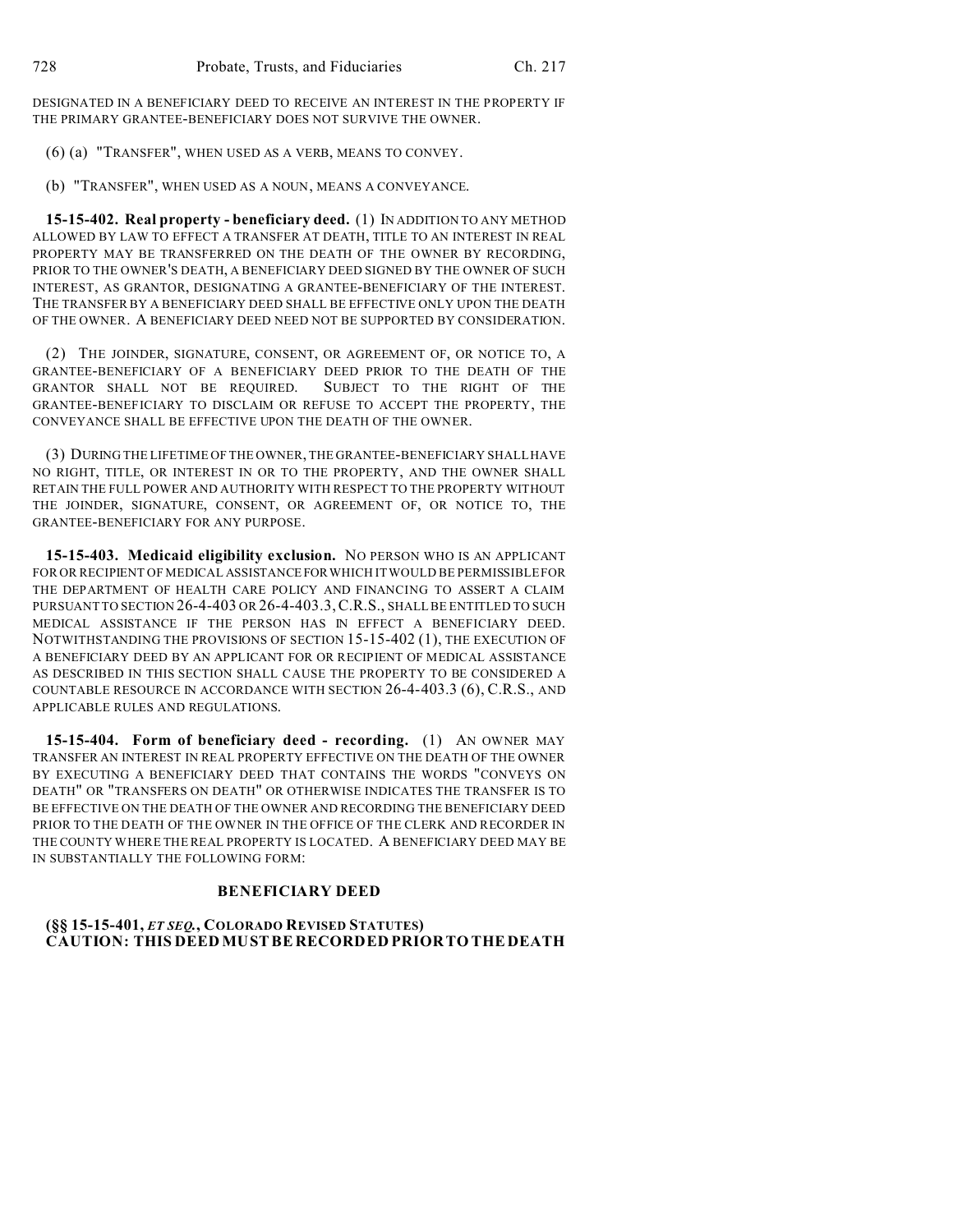DESIGNATED IN A BENEFICIARY DEED TO RECEIVE AN INTEREST IN THE PROPERTY IF THE PRIMARY GRANTEE-BENEFICIARY DOES NOT SURVIVE THE OWNER.

(6) (a) "TRANSFER", WHEN USED AS A VERB, MEANS TO CONVEY.

(b) "TRANSFER", WHEN USED AS A NOUN, MEANS A CONVEYANCE.

**15-15-402. Real property - beneficiary deed.** (1) IN ADDITION TO ANY METHOD ALLOWED BY LAW TO EFFECT A TRANSFER AT DEATH, TITLE TO AN INTEREST IN REAL PROPERTY MAY BE TRANSFERRED ON THE DEATH OF THE OWNER BY RECORDING, PRIOR TO THE OWNER'S DEATH, A BENEFICIARY DEED SIGNED BY THE OWNER OF SUCH INTEREST, AS GRANTOR, DESIGNATING A GRANTEE-BENEFICIARY OF THE INTEREST. THE TRANSFER BY A BENEFICIARY DEED SHALL BE EFFECTIVE ONLY UPON THE DEATH OF THE OWNER. A BENEFICIARY DEED NEED NOT BE SUPPORTED BY CONSIDERATION.

(2) THE JOINDER, SIGNATURE, CONSENT, OR AGREEMENT OF, OR NOTICE TO, A GRANTEE-BENEFICIARY OF A BENEFICIARY DEED PRIOR TO THE DEATH OF THE GRANTOR SHALL NOT BE REQUIRED. SUBJECT TO THE RIGHT OF THE GRANTEE-BENEFICIARY TO DISCLAIM OR REFUSE TO ACCEPT THE PROPERTY, THE CONVEYANCE SHALL BE EFFECTIVE UPON THE DEATH OF THE OWNER.

(3) DURING THE LIFETIME OF THE OWNER, THE GRANTEE-BENEFICIARY SHALL HAVE NO RIGHT, TITLE, OR INTEREST IN OR TO THE PROPERTY, AND THE OWNER SHALL RETAIN THE FULL POWER AND AUTHORITY WITH RESPECT TO THE PROPERTY WITHOUT THE JOINDER, SIGNATURE, CONSENT, OR AGREEMENT OF, OR NOTICE TO, THE GRANTEE-BENEFICIARY FOR ANY PURPOSE.

**15-15-403. Medicaid eligibility exclusion.** NO PERSON WHO IS AN APPLICANT FOR OR RECIPIENT OF MEDICAL ASSISTANCE FOR WHICH IT WOULD BE PERMISSIBLE FOR THE DEPARTMENT OF HEALTH CARE POLICY AND FINANCING TO ASSERT A CLAIM PURSUANT TO SECTION 26-4-403 OR 26-4-403.3, C.R.S., SHALL BE ENTITLED TO SUCH MEDICAL ASSISTANCE IF THE PERSON HAS IN EFFECT A BENEFICIARY DEED. NOTWITHSTANDING THE PROVISIONS OF SECTION 15-15-402 (1), THE EXECUTION OF A BENEFICIARY DEED BY AN APPLICANT FOR OR RECIPIENT OF MEDICAL ASSISTANCE AS DESCRIBED IN THIS SECTION SHALL CAUSE THE PROPERTY TO BE CONSIDERED A COUNTABLE RESOURCE IN ACCORDANCE WITH SECTION 26-4-403.3 (6), C.R.S., AND APPLICABLE RULES AND REGULATIONS.

**15-15-404. Form of beneficiary deed - recording.** (1) AN OWNER MAY TRANSFER AN INTEREST IN REAL PROPERTY EFFECTIVE ON THE DEATH OF THE OWNER BY EXECUTING A BENEFICIARY DEED THAT CONTAINS THE WORDS "CONVEYS ON DEATH" OR "TRANSFERS ON DEATH" OR OTHERWISE INDICATES THE TRANSFER IS TO BE EFFECTIVE ON THE DEATH OF THE OWNER AND RECORDING THE BENEFICIARY DEED PRIOR TO THE DEATH OF THE OWNER IN THE OFFICE OF THE CLERK AND RECORDER IN THE COUNTY WHERE THE REAL PROPERTY IS LOCATED. A BENEFICIARY DEED MAY BE IN SUBSTANTIALLY THE FOLLOWING FORM:

**BENEFICIARY DEED**

**(§§ 15-15-401, *ET SEQ.*, COLORADO REVISED STATUTES)**
**CAUTION: THIS DEED MUST BE RECORDED PRIOR TO THE DEATH**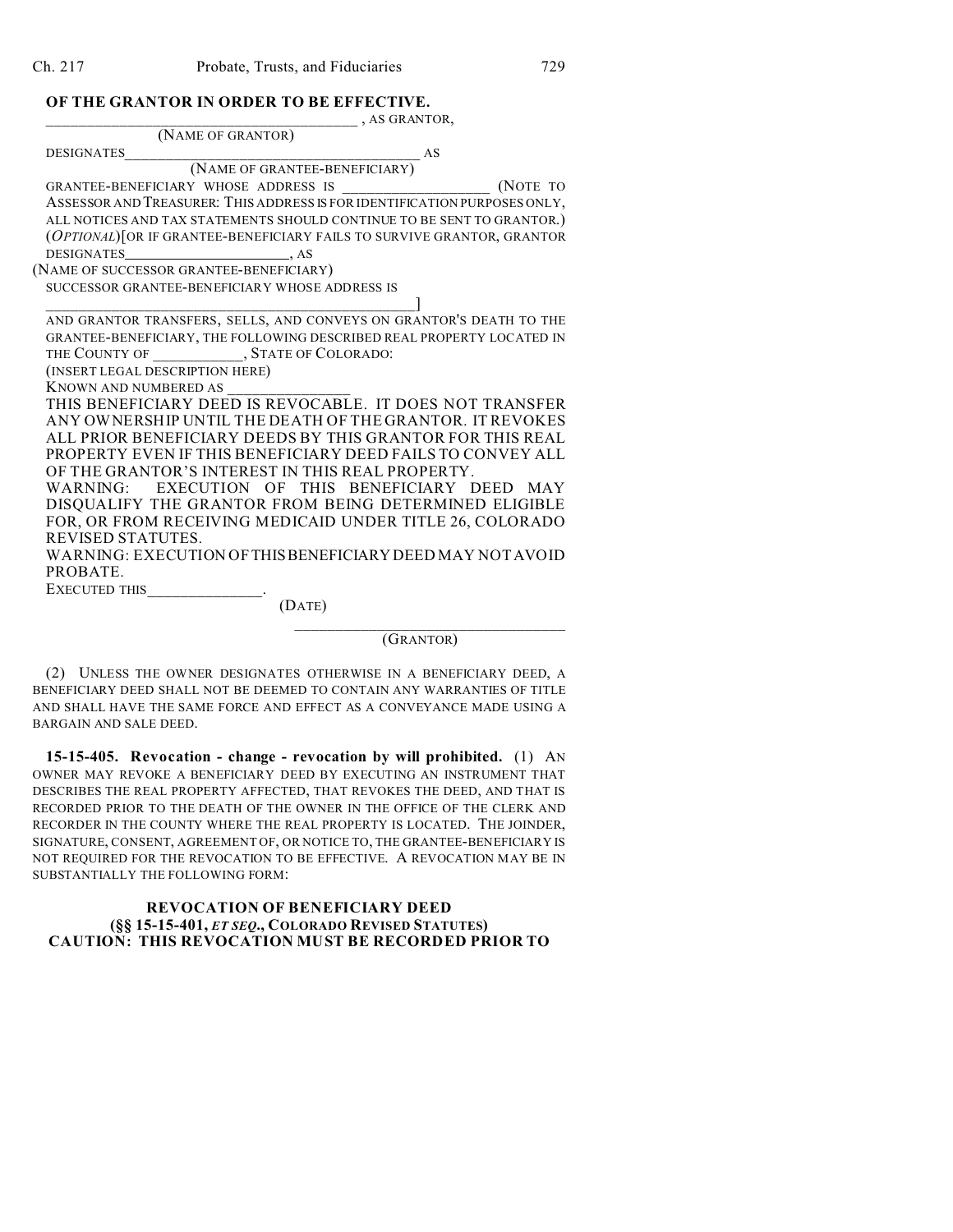**OF THE GRANTOR IN ORDER TO BE EFFECTIVE.**

_________________________________________ , AS GRANTOR,
(NAME OF GRANTOR)

DESIGNATES_______________________________________ AS
(NAME OF GRANTEE-BENEFICIARY)

GRANTEE-BENEFICIARY WHOSE ADDRESS IS ___________________ (NOTE TO ASSESSOR AND TREASURER: THIS ADDRESS IS FOR IDENTIFICATION PURPOSES ONLY, ALL NOTICES AND TAX STATEMENTS SHOULD CONTINUE TO BE SENT TO GRANTOR.) (*OPTIONAL*)[OR IF GRANTEE-BENEFICIARY FAILS TO SURVIVE GRANTOR, GRANTOR DESIGNATES______________________, AS

(NAME OF SUCCESSOR GRANTEE-BENEFICIARY)

SUCCESSOR GRANTEE-BENEFICIARY WHOSE ADDRESS IS

_________________________________________________]

AND GRANTOR TRANSFERS, SELLS, AND CONVEYS ON GRANTOR'S DEATH TO THE GRANTEE-BENEFICIARY, THE FOLLOWING DESCRIBED REAL PROPERTY LOCATED IN THE COUNTY OF ___________, STATE OF COLORADO:

(INSERT LEGAL DESCRIPTION HERE)

KNOWN AND NUMBERED AS _______________

THIS BENEFICIARY DEED IS REVOCABLE. IT DOES NOT TRANSFER ANY OWNERSHIP UNTIL THE DEATH OF THE GRANTOR. IT REVOKES ALL PRIOR BENEFICIARY DEEDS BY THIS GRANTOR FOR THIS REAL PROPERTY EVEN IF THIS BENEFICIARY DEED FAILS TO CONVEY ALL OF THE GRANTOR'S INTEREST IN THIS REAL PROPERTY.

WARNING: EXECUTION OF THIS BENEFICIARY DEED MAY DISQUALIFY THE GRANTOR FROM BEING DETERMINED ELIGIBLE FOR, OR FROM RECEIVING MEDICAID UNDER TITLE 26, COLORADO REVISED STATUTES.

WARNING: EXECUTION OF THIS BENEFICIARY DEED MAY NOT AVOID PROBATE.

EXECUTED THIS______________.
(DATE)

_________________________________
(GRANTOR)

(2) UNLESS THE OWNER DESIGNATES OTHERWISE IN A BENEFICIARY DEED, A BENEFICIARY DEED SHALL NOT BE DEEMED TO CONTAIN ANY WARRANTIES OF TITLE AND SHALL HAVE THE SAME FORCE AND EFFECT AS A CONVEYANCE MADE USING A BARGAIN AND SALE DEED.

**15-15-405. Revocation - change - revocation by will prohibited.** (1) AN OWNER MAY REVOKE A BENEFICIARY DEED BY EXECUTING AN INSTRUMENT THAT DESCRIBES THE REAL PROPERTY AFFECTED, THAT REVOKES THE DEED, AND THAT IS RECORDED PRIOR TO THE DEATH OF THE OWNER IN THE OFFICE OF THE CLERK AND RECORDER IN THE COUNTY WHERE THE REAL PROPERTY IS LOCATED. THE JOINDER, SIGNATURE, CONSENT, AGREEMENT OF, OR NOTICE TO, THE GRANTEE-BENEFICIARY IS NOT REQUIRED FOR THE REVOCATION TO BE EFFECTIVE. A REVOCATION MAY BE IN SUBSTANTIALLY THE FOLLOWING FORM:

**REVOCATION OF BENEFICIARY DEED**
**(§§ 15-15-401, *ET SEQ.*, COLORADO REVISED STATUTES)**
**CAUTION: THIS REVOCATION MUST BE RECORDED PRIOR TO**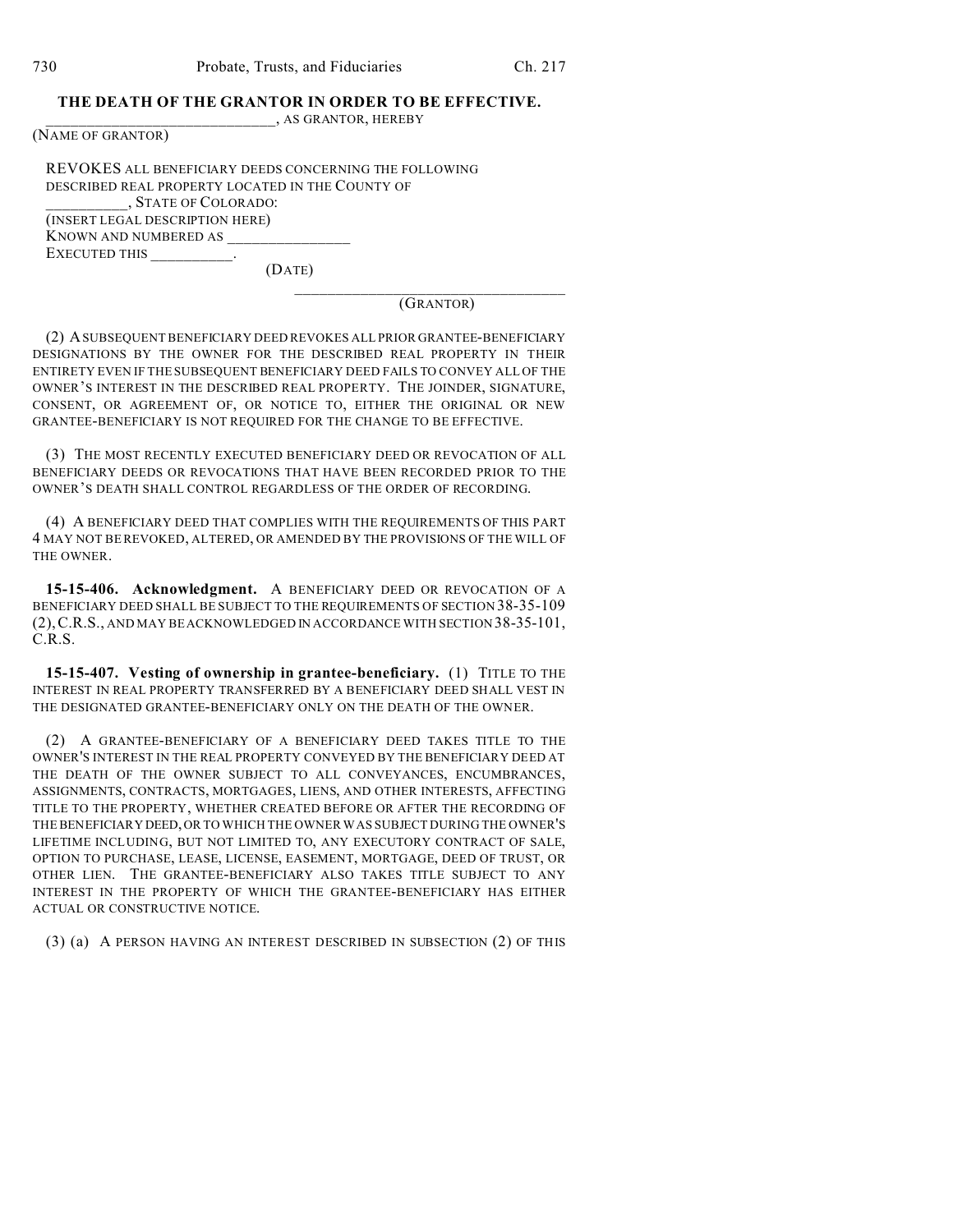**THE DEATH OF THE GRANTOR IN ORDER TO BE EFFECTIVE.**

______________________________, AS GRANTOR, HEREBY
(NAME OF GRANTOR)

REVOKES ALL BENEFICIARY DEEDS CONCERNING THE FOLLOWING DESCRIBED REAL PROPERTY LOCATED IN THE COUNTY OF ___________, STATE OF COLORADO:
(INSERT LEGAL DESCRIPTION HERE)
KNOWN AND NUMBERED AS ________________
EXECUTED THIS ___________.
(DATE)

__________________________________
(GRANTOR)

(2) A SUBSEQUENT BENEFICIARY DEED REVOKES ALL PRIOR GRANTEE-BENEFICIARY DESIGNATIONS BY THE OWNER FOR THE DESCRIBED REAL PROPERTY IN THEIR ENTIRETY EVEN IF THE SUBSEQUENT BENEFICIARY DEED FAILS TO CONVEY ALL OF THE OWNER'S INTEREST IN THE DESCRIBED REAL PROPERTY. THE JOINDER, SIGNATURE, CONSENT, OR AGREEMENT OF, OR NOTICE TO, EITHER THE ORIGINAL OR NEW GRANTEE-BENEFICIARY IS NOT REQUIRED FOR THE CHANGE TO BE EFFECTIVE.

(3) THE MOST RECENTLY EXECUTED BENEFICIARY DEED OR REVOCATION OF ALL BENEFICIARY DEEDS OR REVOCATIONS THAT HAVE BEEN RECORDED PRIOR TO THE OWNER'S DEATH SHALL CONTROL REGARDLESS OF THE ORDER OF RECORDING.

(4) A BENEFICIARY DEED THAT COMPLIES WITH THE REQUIREMENTS OF THIS PART 4 MAY NOT BE REVOKED, ALTERED, OR AMENDED BY THE PROVISIONS OF THE WILL OF THE OWNER.

**15-15-406. Acknowledgment.** A BENEFICIARY DEED OR REVOCATION OF A BENEFICIARY DEED SHALL BE SUBJECT TO THE REQUIREMENTS OF SECTION 38-35-109 (2), C.R.S., AND MAY BE ACKNOWLEDGED IN ACCORDANCE WITH SECTION 38-35-101, C.R.S.

**15-15-407. Vesting of ownership in grantee-beneficiary.** (1) TITLE TO THE INTEREST IN REAL PROPERTY TRANSFERRED BY A BENEFICIARY DEED SHALL VEST IN THE DESIGNATED GRANTEE-BENEFICIARY ONLY ON THE DEATH OF THE OWNER.

(2) A GRANTEE-BENEFICIARY OF A BENEFICIARY DEED TAKES TITLE TO THE OWNER'S INTEREST IN THE REAL PROPERTY CONVEYED BY THE BENEFICIARY DEED AT THE DEATH OF THE OWNER SUBJECT TO ALL CONVEYANCES, ENCUMBRANCES, ASSIGNMENTS, CONTRACTS, MORTGAGES, LIENS, AND OTHER INTERESTS, AFFECTING TITLE TO THE PROPERTY, WHETHER CREATED BEFORE OR AFTER THE RECORDING OF THE BENEFICIARY DEED, OR TO WHICH THE OWNER WAS SUBJECT DURING THE OWNER'S LIFETIME INCLUDING, BUT NOT LIMITED TO, ANY EXECUTORY CONTRACT OF SALE, OPTION TO PURCHASE, LEASE, LICENSE, EASEMENT, MORTGAGE, DEED OF TRUST, OR OTHER LIEN. THE GRANTEE-BENEFICIARY ALSO TAKES TITLE SUBJECT TO ANY INTEREST IN THE PROPERTY OF WHICH THE GRANTEE-BENEFICIARY HAS EITHER ACTUAL OR CONSTRUCTIVE NOTICE.

(3) (a) A PERSON HAVING AN INTEREST DESCRIBED IN SUBSECTION (2) OF THIS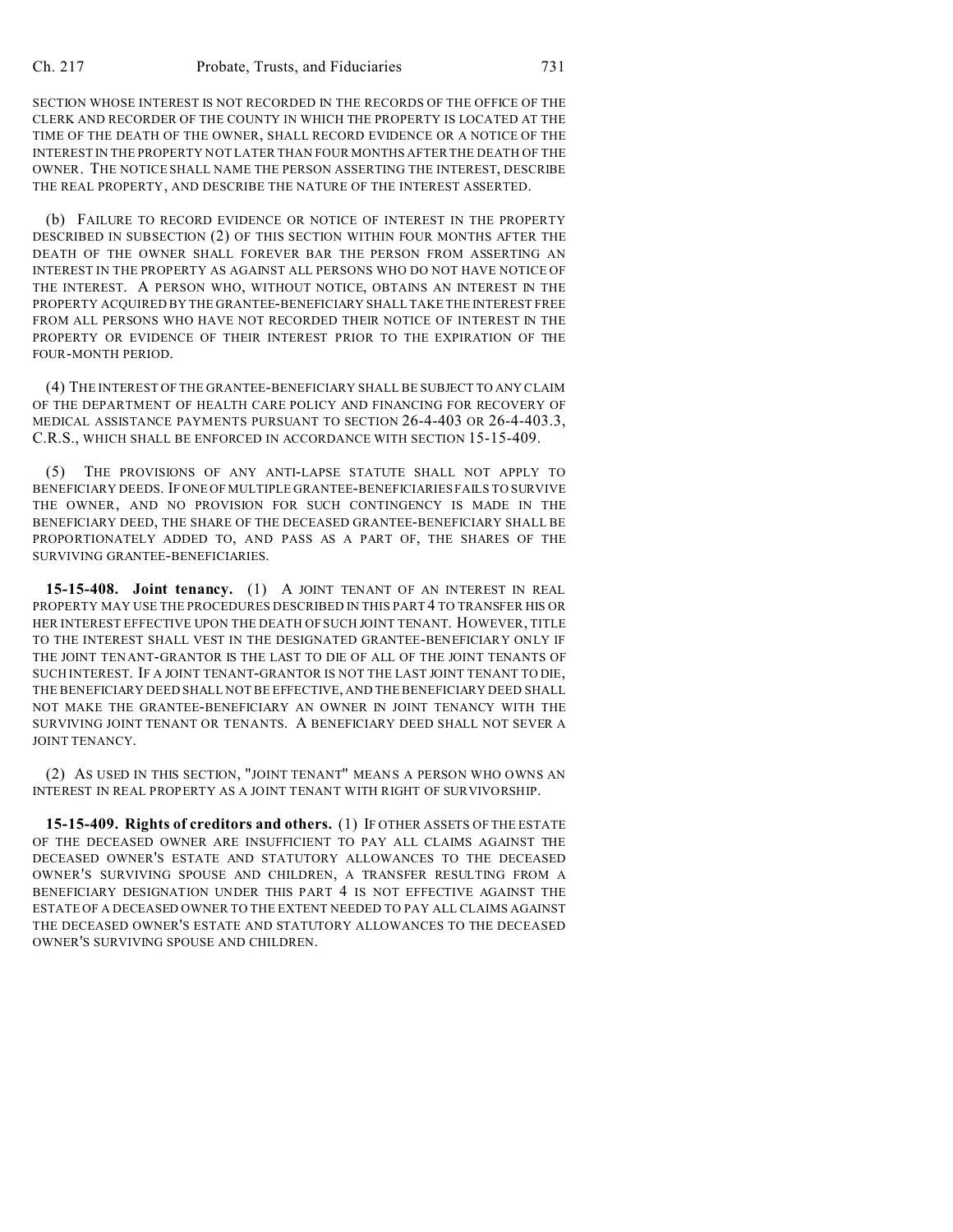SECTION WHOSE INTEREST IS NOT RECORDED IN THE RECORDS OF THE OFFICE OF THE CLERK AND RECORDER OF THE COUNTY IN WHICH THE PROPERTY IS LOCATED AT THE TIME OF THE DEATH OF THE OWNER, SHALL RECORD EVIDENCE OR A NOTICE OF THE INTEREST IN THE PROPERTY NOT LATER THAN FOUR MONTHS AFTER THE DEATH OF THE OWNER. THE NOTICE SHALL NAME THE PERSON ASSERTING THE INTEREST, DESCRIBE THE REAL PROPERTY, AND DESCRIBE THE NATURE OF THE INTEREST ASSERTED.

(b) FAILURE TO RECORD EVIDENCE OR NOTICE OF INTEREST IN THE PROPERTY DESCRIBED IN SUBSECTION (2) OF THIS SECTION WITHIN FOUR MONTHS AFTER THE DEATH OF THE OWNER SHALL FOREVER BAR THE PERSON FROM ASSERTING AN INTEREST IN THE PROPERTY AS AGAINST ALL PERSONS WHO DO NOT HAVE NOTICE OF THE INTEREST. A PERSON WHO, WITHOUT NOTICE, OBTAINS AN INTEREST IN THE PROPERTY ACQUIRED BY THE GRANTEE-BENEFICIARY SHALL TAKE THE INTEREST FREE FROM ALL PERSONS WHO HAVE NOT RECORDED THEIR NOTICE OF INTEREST IN THE PROPERTY OR EVIDENCE OF THEIR INTEREST PRIOR TO THE EXPIRATION OF THE FOUR-MONTH PERIOD.

(4) THE INTEREST OF THE GRANTEE-BENEFICIARY SHALL BE SUBJECT TO ANY CLAIM OF THE DEPARTMENT OF HEALTH CARE POLICY AND FINANCING FOR RECOVERY OF MEDICAL ASSISTANCE PAYMENTS PURSUANT TO SECTION 26-4-403 OR 26-4-403.3, C.R.S., WHICH SHALL BE ENFORCED IN ACCORDANCE WITH SECTION 15-15-409.

(5) THE PROVISIONS OF ANY ANTI-LAPSE STATUTE SHALL NOT APPLY TO BENEFICIARY DEEDS. IF ONE OF MULTIPLE GRANTEE-BENEFICIARIES FAILS TO SURVIVE THE OWNER, AND NO PROVISION FOR SUCH CONTINGENCY IS MADE IN THE BENEFICIARY DEED, THE SHARE OF THE DECEASED GRANTEE-BENEFICIARY SHALL BE PROPORTIONATELY ADDED TO, AND PASS AS A PART OF, THE SHARES OF THE SURVIVING GRANTEE-BENEFICIARIES.

**15-15-408. Joint tenancy.** (1) A JOINT TENANT OF AN INTEREST IN REAL PROPERTY MAY USE THE PROCEDURES DESCRIBED IN THIS PART 4 TO TRANSFER HIS OR HER INTEREST EFFECTIVE UPON THE DEATH OF SUCH JOINT TENANT. HOWEVER, TITLE TO THE INTEREST SHALL VEST IN THE DESIGNATED GRANTEE-BENEFICIARY ONLY IF THE JOINT TENANT-GRANTOR IS THE LAST TO DIE OF ALL OF THE JOINT TENANTS OF SUCH INTEREST. IF A JOINT TENANT-GRANTOR IS NOT THE LAST JOINT TENANT TO DIE, THE BENEFICIARY DEED SHALL NOT BE EFFECTIVE, AND THE BENEFICIARY DEED SHALL NOT MAKE THE GRANTEE-BENEFICIARY AN OWNER IN JOINT TENANCY WITH THE SURVIVING JOINT TENANT OR TENANTS. A BENEFICIARY DEED SHALL NOT SEVER A JOINT TENANCY.

(2) AS USED IN THIS SECTION, "JOINT TENANT" MEANS A PERSON WHO OWNS AN INTEREST IN REAL PROPERTY AS A JOINT TENANT WITH RIGHT OF SURVIVORSHIP.

**15-15-409. Rights of creditors and others.** (1) IF OTHER ASSETS OF THE ESTATE OF THE DECEASED OWNER ARE INSUFFICIENT TO PAY ALL CLAIMS AGAINST THE DECEASED OWNER'S ESTATE AND STATUTORY ALLOWANCES TO THE DECEASED OWNER'S SURVIVING SPOUSE AND CHILDREN, A TRANSFER RESULTING FROM A BENEFICIARY DESIGNATION UNDER THIS PART 4 IS NOT EFFECTIVE AGAINST THE ESTATE OF A DECEASED OWNER TO THE EXTENT NEEDED TO PAY ALL CLAIMS AGAINST THE DECEASED OWNER'S ESTATE AND STATUTORY ALLOWANCES TO THE DECEASED OWNER'S SURVIVING SPOUSE AND CHILDREN.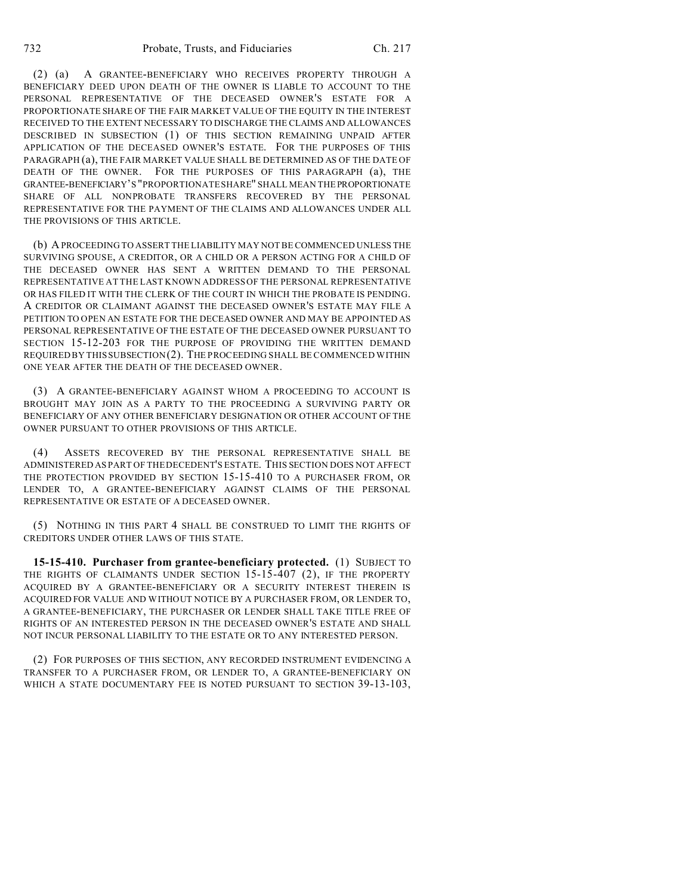(2) (a) A GRANTEE-BENEFICIARY WHO RECEIVES PROPERTY THROUGH A BENEFICIARY DEED UPON DEATH OF THE OWNER IS LIABLE TO ACCOUNT TO THE PERSONAL REPRESENTATIVE OF THE DECEASED OWNER'S ESTATE FOR A PROPORTIONATE SHARE OF THE FAIR MARKET VALUE OF THE EQUITY IN THE INTEREST RECEIVED TO THE EXTENT NECESSARY TO DISCHARGE THE CLAIMS AND ALLOWANCES DESCRIBED IN SUBSECTION (1) OF THIS SECTION REMAINING UNPAID AFTER APPLICATION OF THE DECEASED OWNER'S ESTATE. FOR THE PURPOSES OF THIS PARAGRAPH (a), THE FAIR MARKET VALUE SHALL BE DETERMINED AS OF THE DATE OF DEATH OF THE OWNER. FOR THE PURPOSES OF THIS PARAGRAPH (a), THE GRANTEE-BENEFICIARY'S "PROPORTIONATE SHARE" SHALL MEAN THE PROPORTIONATE SHARE OF ALL NONPROBATE TRANSFERS RECOVERED BY THE PERSONAL REPRESENTATIVE FOR THE PAYMENT OF THE CLAIMS AND ALLOWANCES UNDER ALL THE PROVISIONS OF THIS ARTICLE.

(b) A PROCEEDING TO ASSERT THE LIABILITY MAY NOT BE COMMENCED UNLESS THE SURVIVING SPOUSE, A CREDITOR, OR A CHILD OR A PERSON ACTING FOR A CHILD OF THE DECEASED OWNER HAS SENT A WRITTEN DEMAND TO THE PERSONAL REPRESENTATIVE AT THE LAST KNOWN ADDRESS OF THE PERSONAL REPRESENTATIVE OR HAS FILED IT WITH THE CLERK OF THE COURT IN WHICH THE PROBATE IS PENDING. A CREDITOR OR CLAIMANT AGAINST THE DECEASED OWNER'S ESTATE MAY FILE A PETITION TO OPEN AN ESTATE FOR THE DECEASED OWNER AND MAY BE APPOINTED AS PERSONAL REPRESENTATIVE OF THE ESTATE OF THE DECEASED OWNER PURSUANT TO SECTION 15-12-203 FOR THE PURPOSE OF PROVIDING THE WRITTEN DEMAND REQUIRED BY THIS SUBSECTION (2). THE PROCEEDING SHALL BE COMMENCED WITHIN ONE YEAR AFTER THE DEATH OF THE DECEASED OWNER.

(3) A GRANTEE-BENEFICIARY AGAINST WHOM A PROCEEDING TO ACCOUNT IS BROUGHT MAY JOIN AS A PARTY TO THE PROCEEDING A SURVIVING PARTY OR BENEFICIARY OF ANY OTHER BENEFICIARY DESIGNATION OR OTHER ACCOUNT OF THE OWNER PURSUANT TO OTHER PROVISIONS OF THIS ARTICLE.

(4) ASSETS RECOVERED BY THE PERSONAL REPRESENTATIVE SHALL BE ADMINISTERED AS PART OF THE DECEDENT'S ESTATE. THIS SECTION DOES NOT AFFECT THE PROTECTION PROVIDED BY SECTION 15-15-410 TO A PURCHASER FROM, OR LENDER TO, A GRANTEE-BENEFICIARY AGAINST CLAIMS OF THE PERSONAL REPRESENTATIVE OR ESTATE OF A DECEASED OWNER.

(5) NOTHING IN THIS PART 4 SHALL BE CONSTRUED TO LIMIT THE RIGHTS OF CREDITORS UNDER OTHER LAWS OF THIS STATE.

**15-15-410. Purchaser from grantee-beneficiary protected.** (1) SUBJECT TO THE RIGHTS OF CLAIMANTS UNDER SECTION 15-15-407 (2), IF THE PROPERTY ACQUIRED BY A GRANTEE-BENEFICIARY OR A SECURITY INTEREST THEREIN IS ACQUIRED FOR VALUE AND WITHOUT NOTICE BY A PURCHASER FROM, OR LENDER TO, A GRANTEE-BENEFICIARY, THE PURCHASER OR LENDER SHALL TAKE TITLE FREE OF RIGHTS OF AN INTERESTED PERSON IN THE DECEASED OWNER'S ESTATE AND SHALL NOT INCUR PERSONAL LIABILITY TO THE ESTATE OR TO ANY INTERESTED PERSON.

(2) FOR PURPOSES OF THIS SECTION, ANY RECORDED INSTRUMENT EVIDENCING A TRANSFER TO A PURCHASER FROM, OR LENDER TO, A GRANTEE-BENEFICIARY ON WHICH A STATE DOCUMENTARY FEE IS NOTED PURSUANT TO SECTION 39-13-103,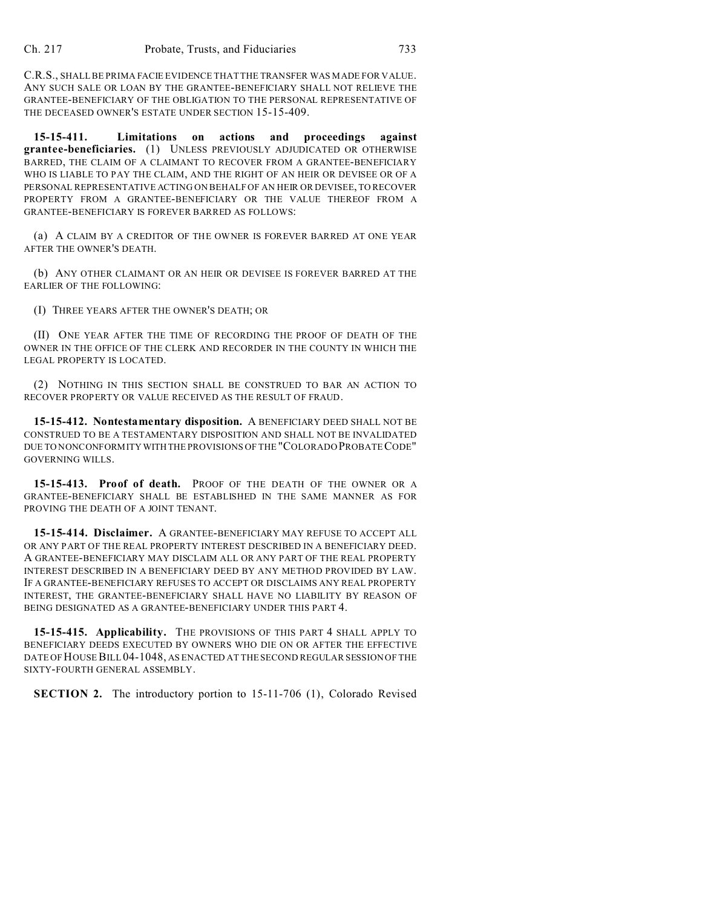C.R.S., SHALL BE PRIMA FACIE EVIDENCE THAT THE TRANSFER WAS MADE FOR VALUE. ANY SUCH SALE OR LOAN BY THE GRANTEE-BENEFICIARY SHALL NOT RELIEVE THE GRANTEE-BENEFICIARY OF THE OBLIGATION TO THE PERSONAL REPRESENTATIVE OF THE DECEASED OWNER'S ESTATE UNDER SECTION 15-15-409.

**15-15-411. Limitations on actions and proceedings against grantee-beneficiaries.** (1) UNLESS PREVIOUSLY ADJUDICATED OR OTHERWISE BARRED, THE CLAIM OF A CLAIMANT TO RECOVER FROM A GRANTEE-BENEFICIARY WHO IS LIABLE TO PAY THE CLAIM, AND THE RIGHT OF AN HEIR OR DEVISEE OR OF A PERSONAL REPRESENTATIVE ACTING ON BEHALF OF AN HEIR OR DEVISEE, TO RECOVER PROPERTY FROM A GRANTEE-BENEFICIARY OR THE VALUE THEREOF FROM A GRANTEE-BENEFICIARY IS FOREVER BARRED AS FOLLOWS:

(a) A CLAIM BY A CREDITOR OF THE OWNER IS FOREVER BARRED AT ONE YEAR AFTER THE OWNER'S DEATH.

(b) ANY OTHER CLAIMANT OR AN HEIR OR DEVISEE IS FOREVER BARRED AT THE EARLIER OF THE FOLLOWING:

(I) THREE YEARS AFTER THE OWNER'S DEATH; OR

(II) ONE YEAR AFTER THE TIME OF RECORDING THE PROOF OF DEATH OF THE OWNER IN THE OFFICE OF THE CLERK AND RECORDER IN THE COUNTY IN WHICH THE LEGAL PROPERTY IS LOCATED.

(2) NOTHING IN THIS SECTION SHALL BE CONSTRUED TO BAR AN ACTION TO RECOVER PROPERTY OR VALUE RECEIVED AS THE RESULT OF FRAUD.

**15-15-412. Nontestamentary disposition.** A BENEFICIARY DEED SHALL NOT BE CONSTRUED TO BE A TESTAMENTARY DISPOSITION AND SHALL NOT BE INVALIDATED DUE TO NONCONFORMITY WITH THE PROVISIONS OF THE "COLORADO PROBATE CODE" GOVERNING WILLS.

**15-15-413. Proof of death.** PROOF OF THE DEATH OF THE OWNER OR A GRANTEE-BENEFICIARY SHALL BE ESTABLISHED IN THE SAME MANNER AS FOR PROVING THE DEATH OF A JOINT TENANT.

**15-15-414. Disclaimer.** A GRANTEE-BENEFICIARY MAY REFUSE TO ACCEPT ALL OR ANY PART OF THE REAL PROPERTY INTEREST DESCRIBED IN A BENEFICIARY DEED. A GRANTEE-BENEFICIARY MAY DISCLAIM ALL OR ANY PART OF THE REAL PROPERTY INTEREST DESCRIBED IN A BENEFICIARY DEED BY ANY METHOD PROVIDED BY LAW. IF A GRANTEE-BENEFICIARY REFUSES TO ACCEPT OR DISCLAIMS ANY REAL PROPERTY INTEREST, THE GRANTEE-BENEFICIARY SHALL HAVE NO LIABILITY BY REASON OF BEING DESIGNATED AS A GRANTEE-BENEFICIARY UNDER THIS PART 4.

**15-15-415. Applicability.** THE PROVISIONS OF THIS PART 4 SHALL APPLY TO BENEFICIARY DEEDS EXECUTED BY OWNERS WHO DIE ON OR AFTER THE EFFECTIVE DATE OF HOUSE BILL 04-1048, AS ENACTED AT THE SECOND REGULAR SESSION OF THE SIXTY-FOURTH GENERAL ASSEMBLY.

**SECTION 2.** The introductory portion to 15-11-706 (1), Colorado Revised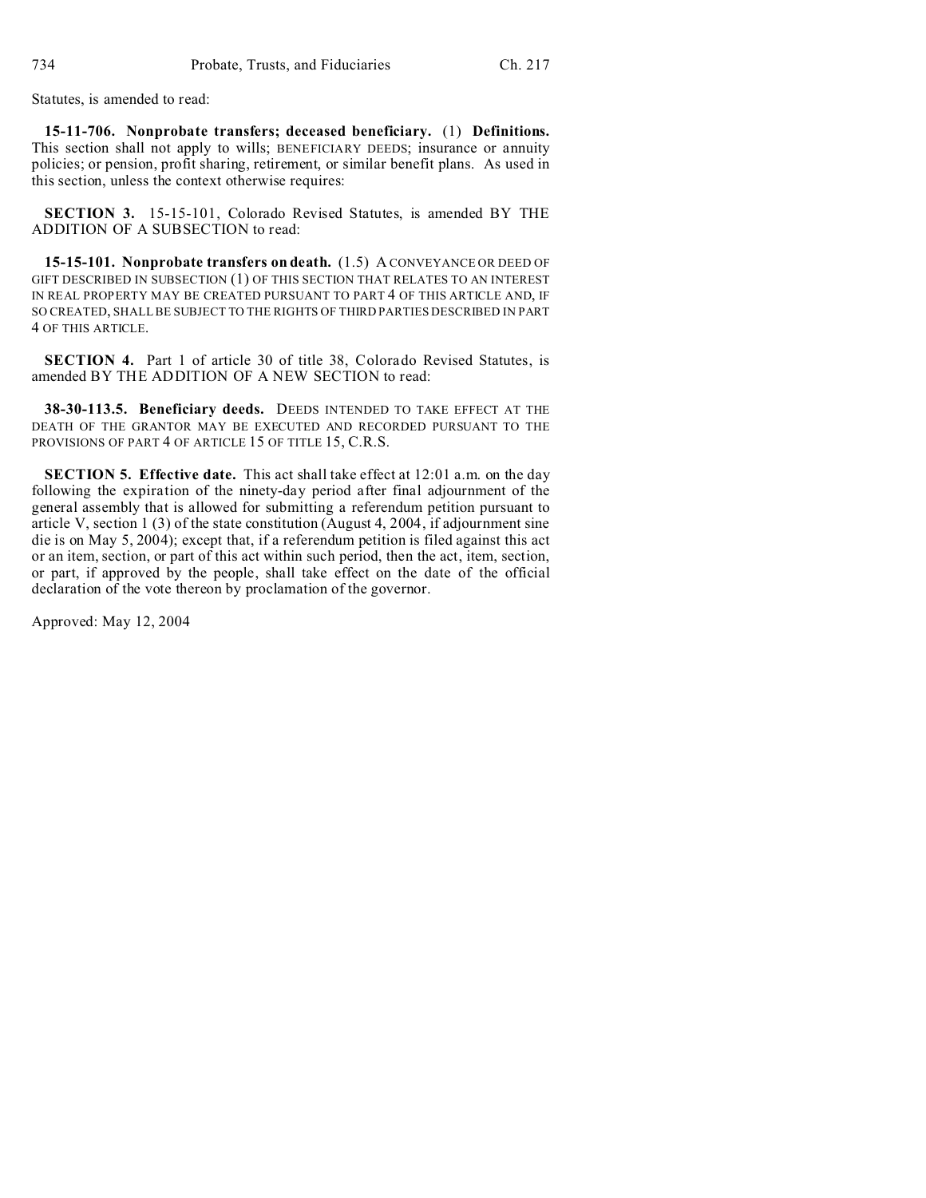Statutes, is amended to read:

**15-11-706. Nonprobate transfers; deceased beneficiary.** (1) **Definitions.** This section shall not apply to wills; BENEFICIARY DEEDS; insurance or annuity policies; or pension, profit sharing, retirement, or similar benefit plans. As used in this section, unless the context otherwise requires:

**SECTION 3.** 15-15-101, Colorado Revised Statutes, is amended BY THE ADDITION OF A SUBSECTION to read:

**15-15-101. Nonprobate transfers on death.** (1.5) A CONVEYANCE OR DEED OF GIFT DESCRIBED IN SUBSECTION (1) OF THIS SECTION THAT RELATES TO AN INTEREST IN REAL PROPERTY MAY BE CREATED PURSUANT TO PART 4 OF THIS ARTICLE AND, IF SO CREATED, SHALL BE SUBJECT TO THE RIGHTS OF THIRD PARTIES DESCRIBED IN PART 4 OF THIS ARTICLE.

**SECTION 4.** Part 1 of article 30 of title 38, Colorado Revised Statutes, is amended BY THE ADDITION OF A NEW SECTION to read:

**38-30-113.5. Beneficiary deeds.** DEEDS INTENDED TO TAKE EFFECT AT THE DEATH OF THE GRANTOR MAY BE EXECUTED AND RECORDED PURSUANT TO THE PROVISIONS OF PART 4 OF ARTICLE 15 OF TITLE 15, C.R.S.

**SECTION 5. Effective date.** This act shall take effect at 12:01 a.m. on the day following the expiration of the ninety-day period after final adjournment of the general assembly that is allowed for submitting a referendum petition pursuant to article V, section 1 (3) of the state constitution (August 4, 2004, if adjournment sine die is on May 5, 2004); except that, if a referendum petition is filed against this act or an item, section, or part of this act within such period, then the act, item, section, or part, if approved by the people, shall take effect on the date of the official declaration of the vote thereon by proclamation of the governor.

Approved: May 12, 2004